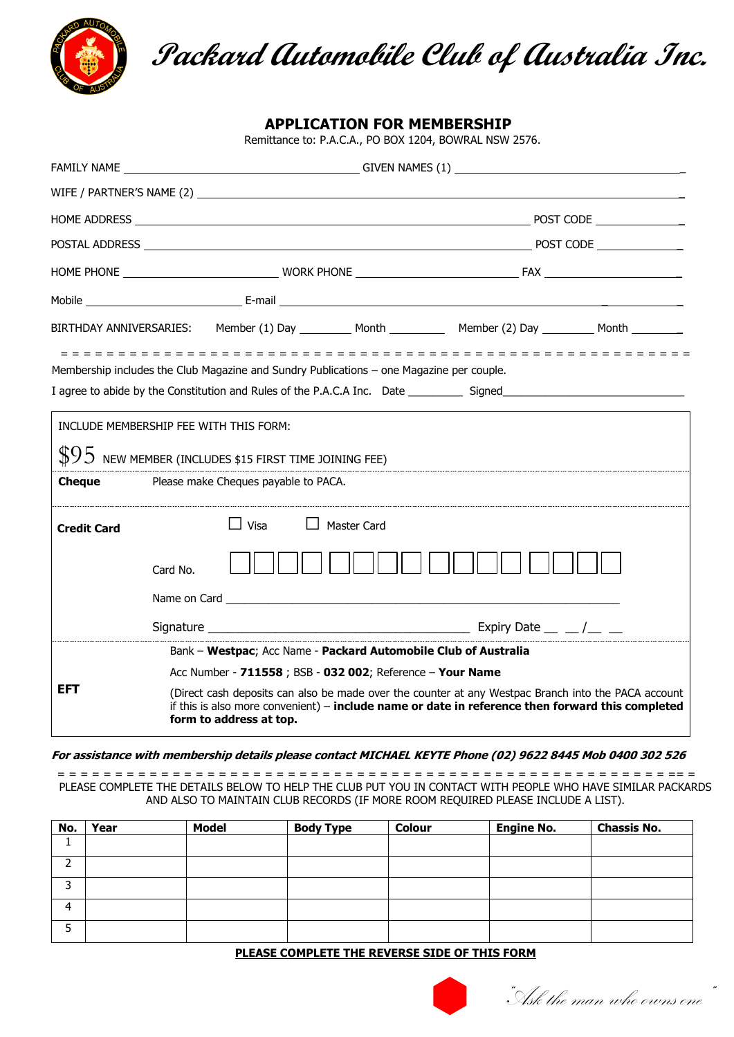# Packard Automobile Club of Australia Inc.

## APPLICATION FOR MEMBERSHIP

Remittance to: P.A.C.A., PO BOX 1204, BOWRAL NSW 2576.

FAMILY NAME ______________________________ GIVEN NAMES (1) ______________________________

WIFE / PARTNER'S NAME (2) ______________________________________________________________

HOME ADDRESS ______________________________________________________ POST CODE ____________

POSTAL ADDRESS ____________________________________________________ POST CODE ____________

HOME PHONE ____________________ WORK PHONE ____________________ FAX ____________________

Mobile ____________________ E-mail ______________________________________________________

BIRTHDAY ANNIVERSARIES: Member (1) Day ________ Month ________ Member (2) Day ________ Month ________

= = = = = = = = = = = = = = = = = = = = = = = = = = = = = = = = = = = = = = = = = = = = = = = = = = = = = = = = = = =

Membership includes the Club Magazine and Sundry Publications – one Magazine per couple.

I agree to abide by the Constitution and Rules of the P.A.C.A Inc. Date _________ Signed____________________________

INCLUDE MEMBERSHIP FEE WITH THIS FORM:

$95 NEW MEMBER (INCLUDES $15 FIRST TIME JOINING FEE)

**Cheque** Please make Cheques payable to PACA.

**Credit Card** ☐ Visa ☐ Master Card

Card No. ☐☐☐☐ ☐☐☐☐ ☐☐☐☐ ☐☐☐☐

Name on Card ______________________________________________________

Signature ________________________________ Expiry Date __ __/__ __

**EFT**

Bank – **Westpac**; Acc Name - **Packard Automobile Club of Australia**

Acc Number - **711558** ; BSB - **032 002**; Reference – **Your Name**

(Direct cash deposits can also be made over the counter at any Westpac Branch into the PACA account if this is also more convenient) – **include name or date in reference then forward this completed form to address at top.**

***For assistance with membership details please contact MICHAEL KEYTE Phone (02) 9622 8445 Mob 0400 302 526***

= = = = = = = = = = = = = = = = = = = = = = = = = = = = = = = = = = = = = = = = = = = = = = = = = = = = = = = = = = =

PLEASE COMPLETE THE DETAILS BELOW TO HELP THE CLUB PUT YOU IN CONTACT WITH PEOPLE WHO HAVE SIMILAR PACKARDS AND ALSO TO MAINTAIN CLUB RECORDS (IF MORE ROOM REQUIRED PLEASE INCLUDE A LIST).

| No. | Year | Model | Body Type | Colour | Engine No. | Chassis No. |
|---|---|---|---|---|---|---|
| 1 | | | | | | |
| 2 | | | | | | |
| 3 | | | | | | |
| 4 | | | | | | |
| 5 | | | | | | |

**PLEASE COMPLETE THE REVERSE SIDE OF THIS FORM**

"Ask the man who owns one"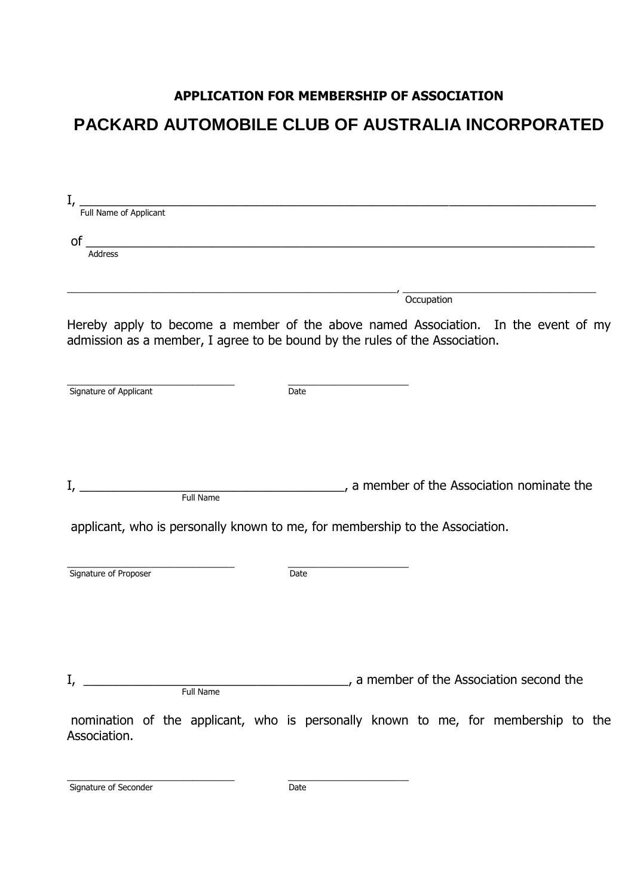## APPLICATION FOR MEMBERSHIP OF ASSOCIATION

# PACKARD AUTOMOBILE CLUB OF AUSTRALIA INCORPORATED

I, ______________________________________________________________________

Full Name of Applicant

of ____________________________________________________________________

Address

_____________________________________________, ___________________________

Occupation

Hereby apply to become a member of the above named Association. In the event of my admission as a member, I agree to be bound by the rules of the Association.

_____________________________ _____________________

Signature of Applicant Date

I, ______________________________________, a member of the Association nominate the

Full Name

applicant, who is personally known to me, for membership to the Association.

_____________________________ _____________________

Signature of Proposer Date

I, ______________________________________, a member of the Association second the

Full Name

nomination of the applicant, who is personally known to me, for membership to the Association.

_____________________________ _____________________

Signature of Seconder Date